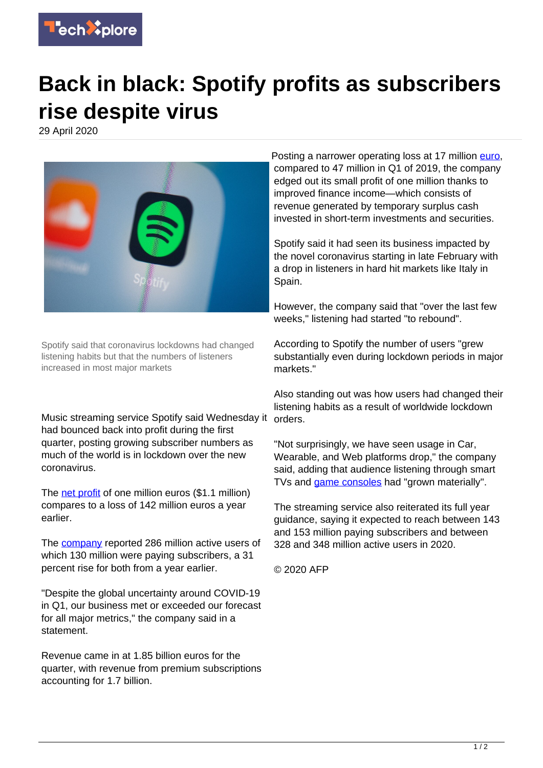# Back in black: Spotify profits as subscribers rise despite virus

29 April 2020

Spotify said that coronavirus lockdowns had changed listening habits but that the numbers of listeners increased in most major markets

Music streaming service Spotify said Wednesday it had bounced back into profit during the first quarter, posting growing subscriber numbers as much of the world is in lockdown over the new coronavirus.

The net profit of one million euros ($1.1 million) compares to a loss of 142 million euros a year earlier.

The company reported 286 million active users of which 130 million were paying subscribers, a 31 percent rise for both from a year earlier.

"Despite the global uncertainty around COVID-19 in Q1, our business met or exceeded our forecast for all major metrics," the company said in a statement.

Revenue came in at 1.85 billion euros for the quarter, with revenue from premium subscriptions accounting for 1.7 billion.

Posting a narrower operating loss at 17 million euro, compared to 47 million in Q1 of 2019, the company edged out its small profit of one million thanks to improved finance income—which consists of revenue generated by temporary surplus cash invested in short-term investments and securities.

Spotify said it had seen its business impacted by the novel coronavirus starting in late February with a drop in listeners in hard hit markets like Italy in Spain.

However, the company said that "over the last few weeks," listening had started "to rebound".

According to Spotify the number of users "grew substantially even during lockdown periods in major markets."

Also standing out was how users had changed their listening habits as a result of worldwide lockdown orders.

"Not surprisingly, we have seen usage in Car, Wearable, and Web platforms drop," the company said, adding that audience listening through smart TVs and game consoles had "grown materially".

The streaming service also reiterated its full year guidance, saying it expected to reach between 143 and 153 million paying subscribers and between 328 and 348 million active users in 2020.

© 2020 AFP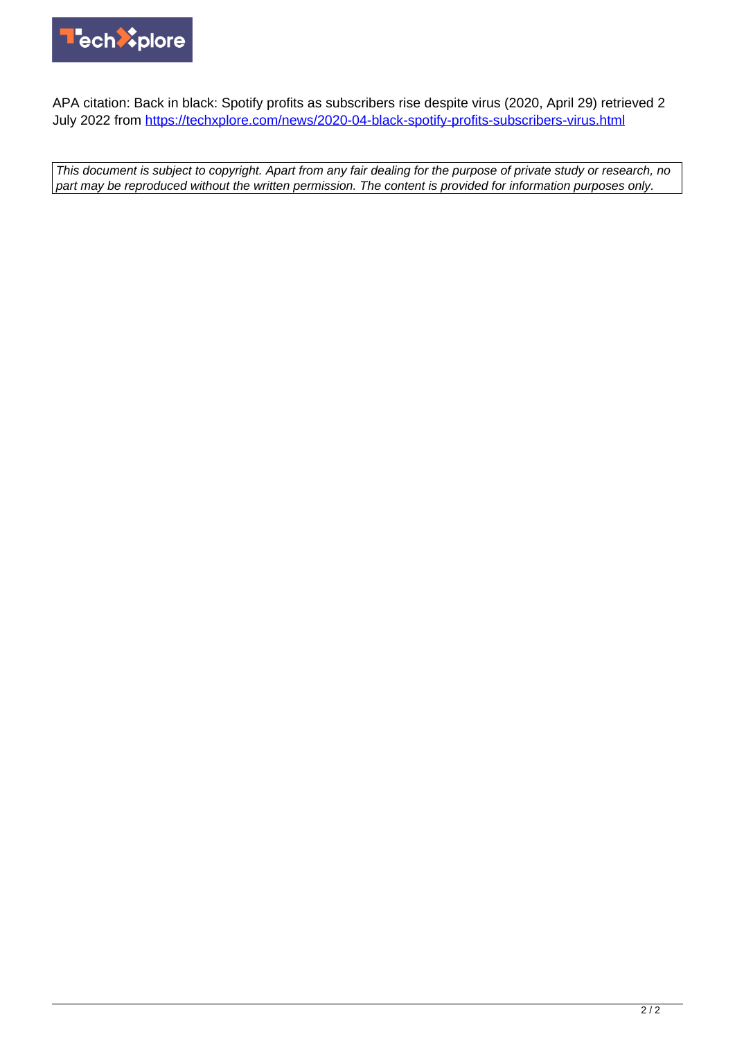APA citation: Back in black: Spotify profits as subscribers rise despite virus (2020, April 29) retrieved 2 July 2022 from https://techxplore.com/news/2020-04-black-spotify-profits-subscribers-virus.html

*This document is subject to copyright. Apart from any fair dealing for the purpose of private study or research, no part may be reproduced without the written permission. The content is provided for information purposes only.*